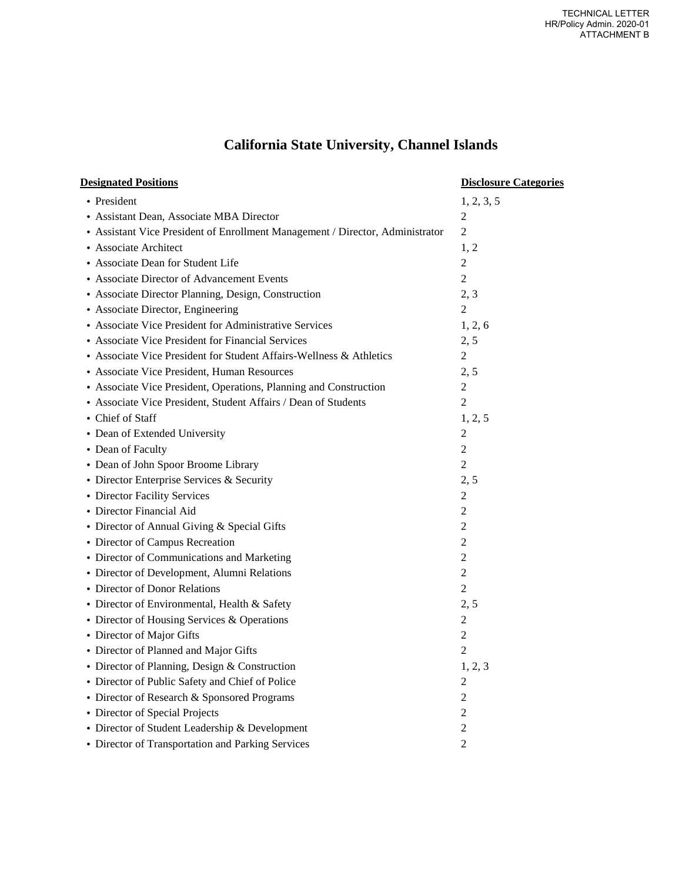TECHNICAL LETTER
HR/Policy Admin. 2020-01
ATTACHMENT B

# California State University, Channel Islands

| Designated Positions | Disclosure Categories |
|---|---|
| • President | 1, 2, 3, 5 |
| • Assistant Dean, Associate MBA Director | 2 |
| • Assistant Vice President of Enrollment Management / Director, Administrator | 2 |
| • Associate Architect | 1, 2 |
| • Associate Dean for Student Life | 2 |
| • Associate Director of Advancement Events | 2 |
| • Associate Director Planning, Design, Construction | 2, 3 |
| • Associate Director, Engineering | 2 |
| • Associate Vice President for Administrative Services | 1, 2, 6 |
| • Associate Vice President for Financial Services | 2, 5 |
| • Associate Vice President for Student Affairs-Wellness & Athletics | 2 |
| • Associate Vice President, Human Resources | 2, 5 |
| • Associate Vice President, Operations, Planning and Construction | 2 |
| • Associate Vice President, Student Affairs / Dean of Students | 2 |
| • Chief of Staff | 1, 2, 5 |
| • Dean of Extended University | 2 |
| • Dean of Faculty | 2 |
| • Dean of John Spoor Broome Library | 2 |
| • Director Enterprise Services & Security | 2, 5 |
| • Director Facility Services | 2 |
| • Director Financial Aid | 2 |
| • Director of Annual Giving & Special Gifts | 2 |
| • Director of Campus Recreation | 2 |
| • Director of Communications and Marketing | 2 |
| • Director of Development, Alumni Relations | 2 |
| • Director of Donor Relations | 2 |
| • Director of Environmental, Health & Safety | 2, 5 |
| • Director of Housing Services & Operations | 2 |
| • Director of Major Gifts | 2 |
| • Director of Planned and Major Gifts | 2 |
| • Director of Planning, Design & Construction | 1, 2, 3 |
| • Director of Public Safety and Chief of Police | 2 |
| • Director of Research & Sponsored Programs | 2 |
| • Director of Special Projects | 2 |
| • Director of Student Leadership & Development | 2 |
| • Director of Transportation and Parking Services | 2 |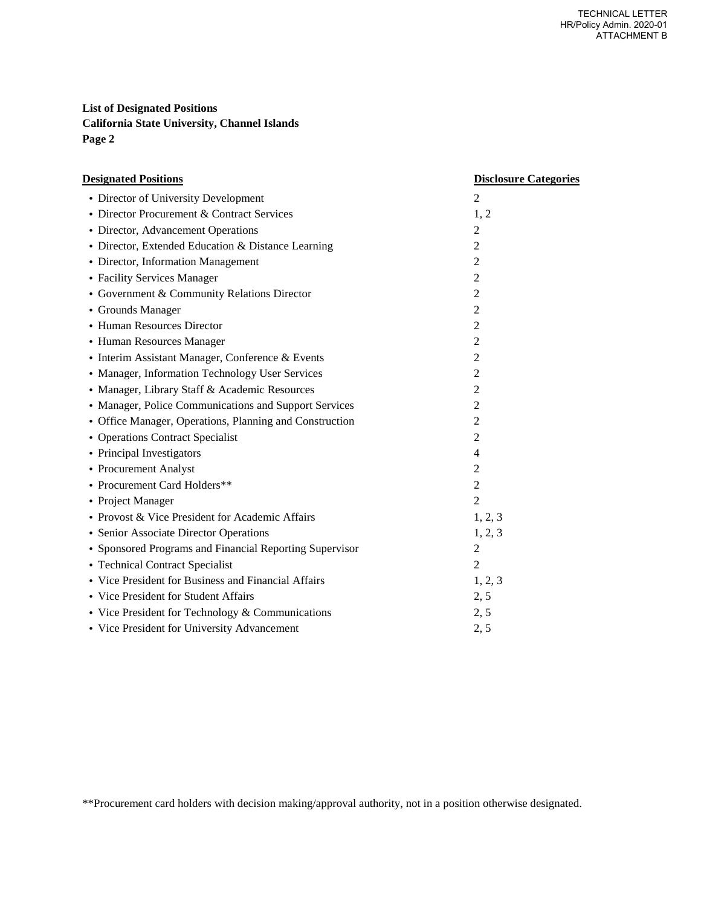**List of Designated Positions**
**California State University, Channel Islands**
**Page 2**

| Designated Positions | Disclosure Categories |
|---|---|
| • Director of University Development | 2 |
| • Director Procurement & Contract Services | 1, 2 |
| • Director, Advancement Operations | 2 |
| • Director, Extended Education & Distance Learning | 2 |
| • Director, Information Management | 2 |
| • Facility Services Manager | 2 |
| • Government & Community Relations Director | 2 |
| • Grounds Manager | 2 |
| • Human Resources Director | 2 |
| • Human Resources Manager | 2 |
| • Interim Assistant Manager, Conference & Events | 2 |
| • Manager, Information Technology User Services | 2 |
| • Manager, Library Staff & Academic Resources | 2 |
| • Manager, Police Communications and Support Services | 2 |
| • Office Manager, Operations, Planning and Construction | 2 |
| • Operations Contract Specialist | 2 |
| • Principal Investigators | 4 |
| • Procurement Analyst | 2 |
| • Procurement Card Holders** | 2 |
| • Project Manager | 2 |
| • Provost & Vice President for Academic Affairs | 1, 2, 3 |
| • Senior Associate Director Operations | 1, 2, 3 |
| • Sponsored Programs and Financial Reporting Supervisor | 2 |
| • Technical Contract Specialist | 2 |
| • Vice President for Business and Financial Affairs | 1, 2, 3 |
| • Vice President for Student Affairs | 2, 5 |
| • Vice President for Technology & Communications | 2, 5 |
| • Vice President for University Advancement | 2, 5 |

**Procurement card holders with decision making/approval authority, not in a position otherwise designated.